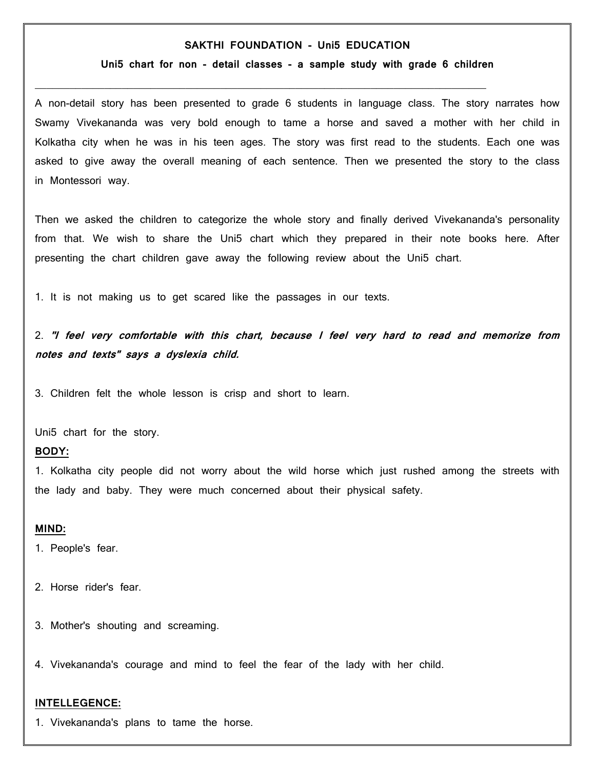**SAKTHI FOUNDATION - Uni5 EDUCATION**

**Uni5 chart for non - detail classes - a sample study with grade 6 children**

---

A non-detail story has been presented to grade 6 students in language class. The story narrates how Swamy Vivekananda was very bold enough to tame a horse and saved a mother with her child in Kolkatha city when he was in his teen ages. The story was first read to the students. Each one was asked to give away the overall meaning of each sentence. Then we presented the story to the class in Montessori way.

Then we asked the children to categorize the whole story and finally derived Vivekananda's personality from that. We wish to share the Uni5 chart which they prepared in their note books here. After presenting the chart children gave away the following review about the Uni5 chart.

1. It is not making us to get scared like the passages in our texts.

2. ***"I feel very comfortable with this chart, because I feel very hard to read and memorize from notes and texts" says a dyslexia child.***

3. Children felt the whole lesson is crisp and short to learn.

Uni5 chart for the story.

**BODY:**

1. Kolkatha city people did not worry about the wild horse which just rushed among the streets with the lady and baby. They were much concerned about their physical safety.

**MIND:**

1. People's fear.

2. Horse rider's fear.

3. Mother's shouting and screaming.

4. Vivekananda's courage and mind to feel the fear of the lady with her child.

**INTELLEGENCE:**

1. Vivekananda's plans to tame the horse.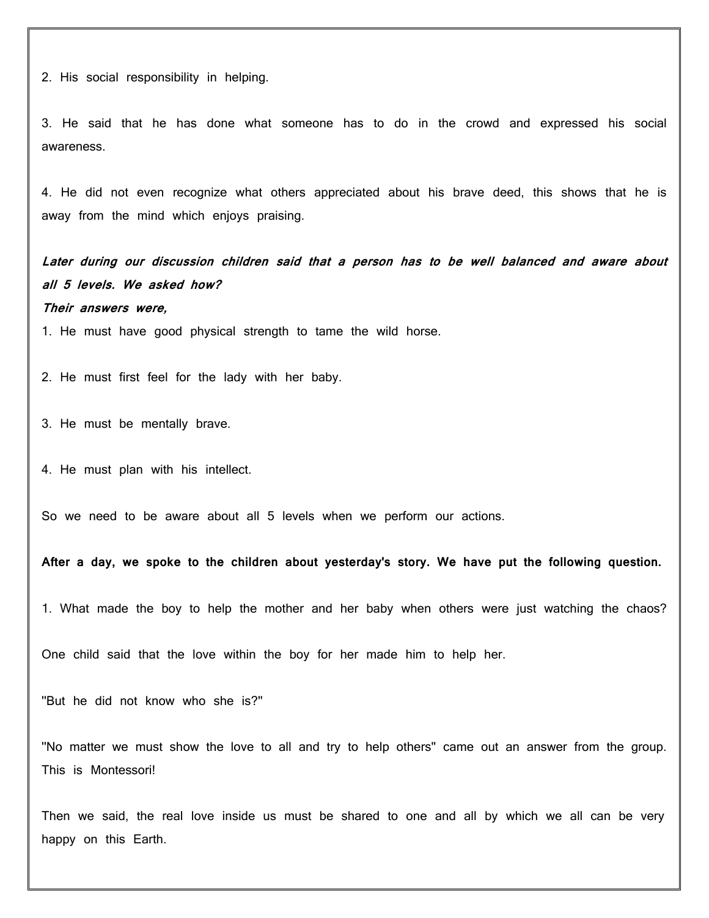2. His social responsibility in helping.

3. He said that he has done what someone has to do in the crowd and expressed his social awareness.

4. He did not even recognize what others appreciated about his brave deed, this shows that he is away from the mind which enjoys praising.

***Later during our discussion children said that a person has to be well balanced and aware about all 5 levels. We asked how?***

***Their answers were,***

1. He must have good physical strength to tame the wild horse.

2. He must first feel for the lady with her baby.

3. He must be mentally brave.

4. He must plan with his intellect.

So we need to be aware about all 5 levels when we perform our actions.

**After a day, we spoke to the children about yesterday's story. We have put the following question.**

1. What made the boy to help the mother and her baby when others were just watching the chaos?

One child said that the love within the boy for her made him to help her.

"But he did not know who she is?"

"No matter we must show the love to all and try to help others" came out an answer from the group. This is Montessori!

Then we said, the real love inside us must be shared to one and all by which we all can be very happy on this Earth.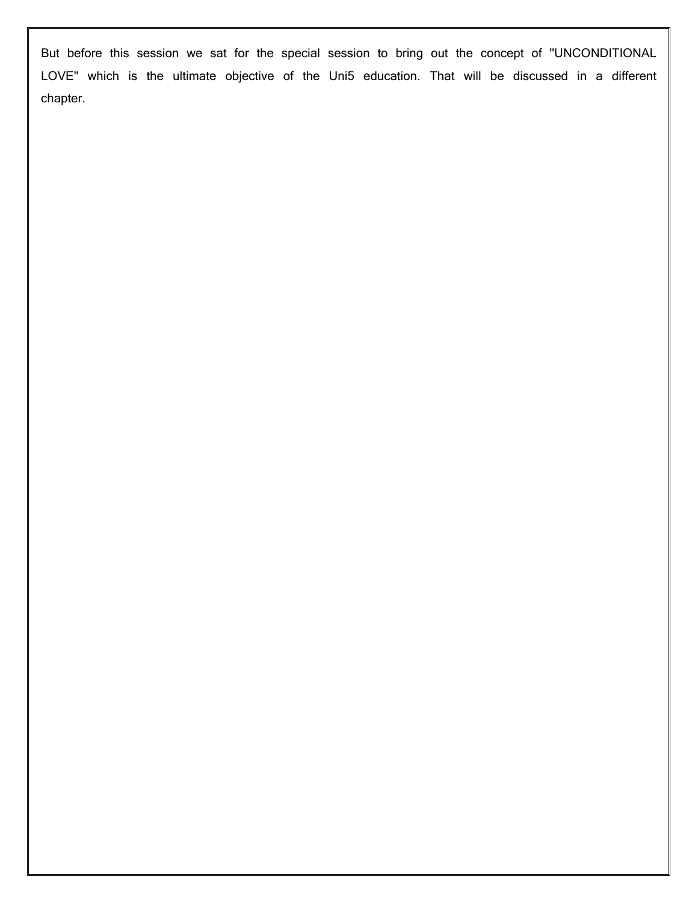But before this session we sat for the special session to bring out the concept of "UNCONDITIONAL LOVE" which is the ultimate objective of the Uni5 education. That will be discussed in a different chapter.